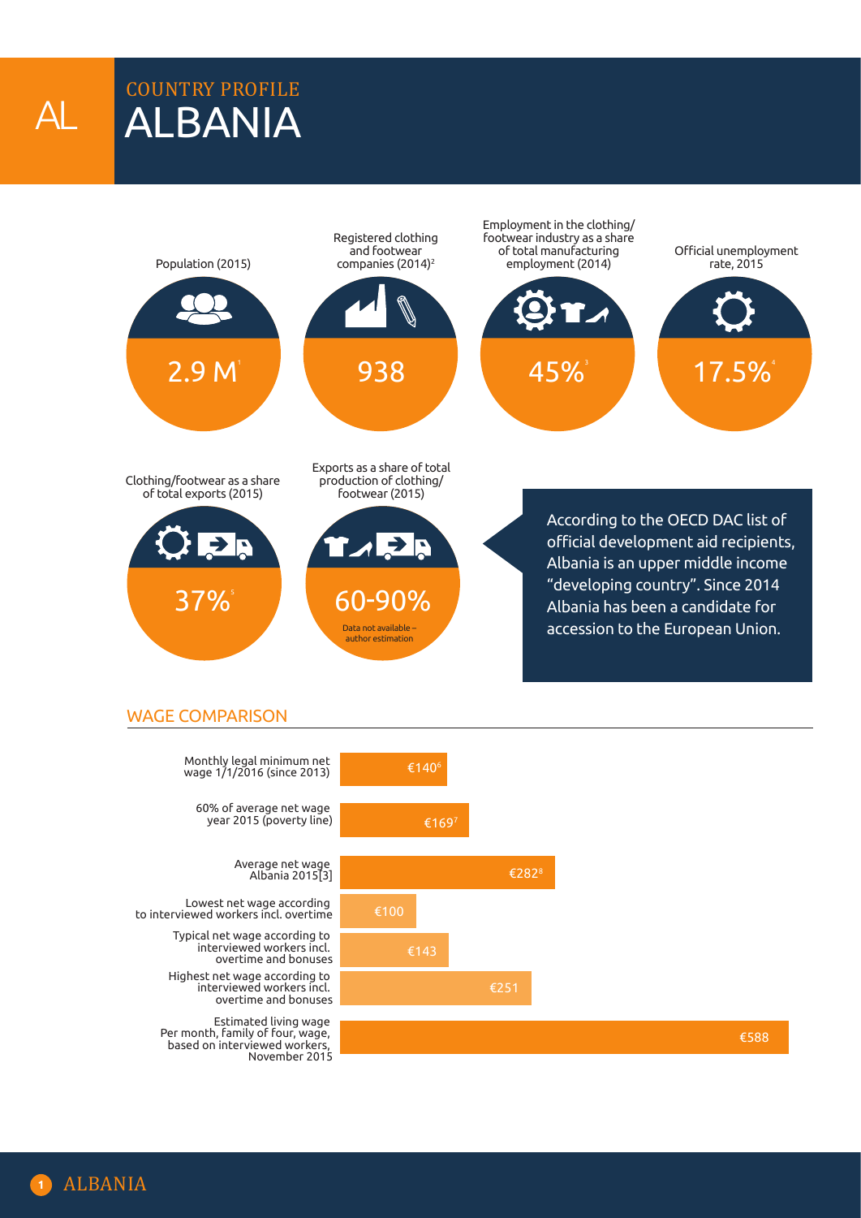# AL COUNTRY PROFILE ALBANIA

Population (2015)

2.9 M[1]

Registered clothing and footwear companies (2014)[2]

938

Employment in the clothing/ footwear industry as a share of total manufacturing employment (2014)

45%[3]

Official unemployment rate, 2015

17.5%[4]

Clothing/footwear as a share of total exports (2015)

37%[5]

Exports as a share of total production of clothing/ footwear (2015)

60-90%

Data not available – author estimation

According to the OECD DAC list of official development aid recipients, Albania is an upper middle income "developing country". Since 2014 Albania has been a candidate for accession to the European Union.

## WAGE COMPARISON

| Category | Amount |
|---|---|
| Monthly legal minimum net wage 1/1/2016 (since 2013) | €140[6] |
| 60% of average net wage year 2015 (poverty line) | €169[7] |
| Average net wage Albania 2015[3] | €282[8] |
| Lowest net wage according to interviewed workers incl. overtime | €100 |
| Typical net wage according to interviewed workers incl. overtime and bonuses | €143 |
| Highest net wage according to interviewed workers incl. overtime and bonuses | €251 |
| Estimated living wage Per month, family of four, wage, based on interviewed workers, November 2015 | €588 |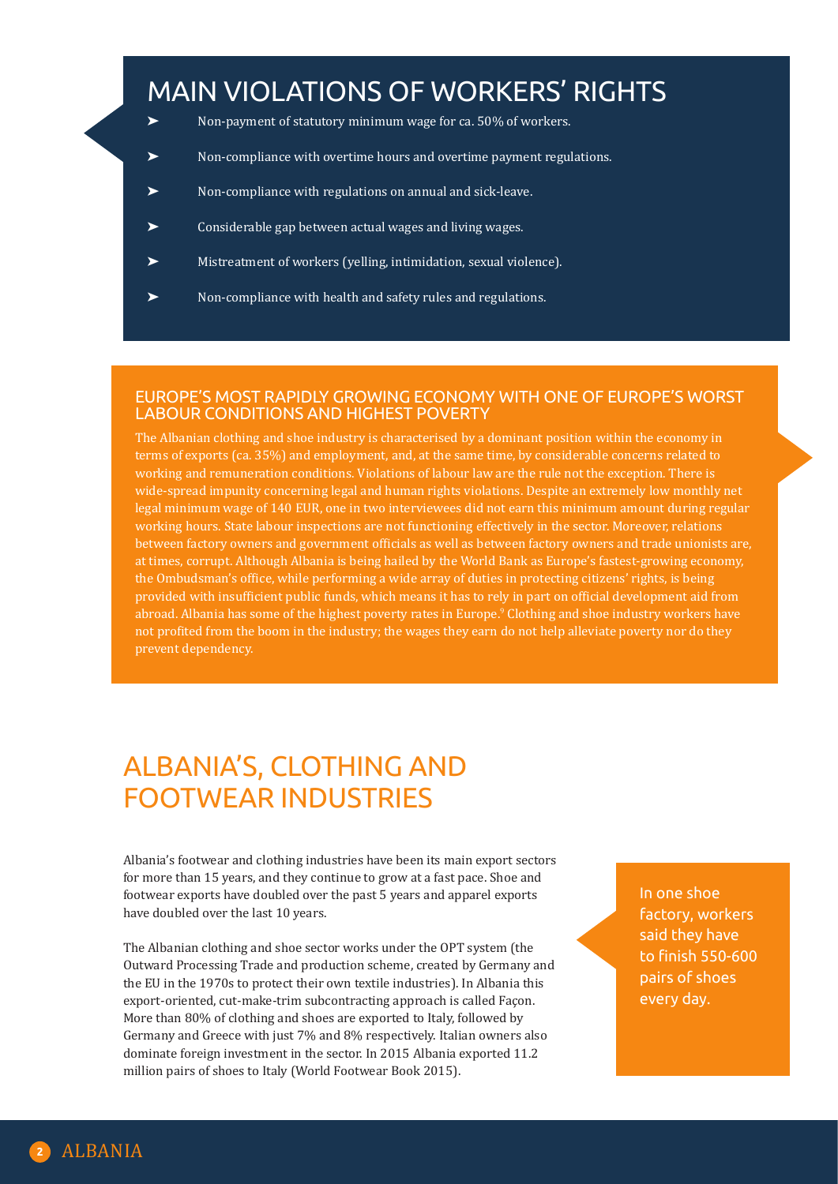## MAIN VIOLATIONS OF WORKERS' RIGHTS

- Non-payment of statutory minimum wage for ca. 50% of workers.
- Non-compliance with overtime hours and overtime payment regulations.
- Non-compliance with regulations on annual and sick-leave.
- Considerable gap between actual wages and living wages.
- Mistreatment of workers (yelling, intimidation, sexual violence).
- Non-compliance with health and safety rules and regulations.

### EUROPE'S MOST RAPIDLY GROWING ECONOMY WITH ONE OF EUROPE'S WORST LABOUR CONDITIONS AND HIGHEST POVERTY

The Albanian clothing and shoe industry is characterised by a dominant position within the economy in terms of exports (ca. 35%) and employment, and, at the same time, by considerable concerns related to working and remuneration conditions. Violations of labour law are the rule not the exception. There is wide-spread impunity concerning legal and human rights violations. Despite an extremely low monthly net legal minimum wage of 140 EUR, one in two interviewees did not earn this minimum amount during regular working hours. State labour inspections are not functioning effectively in the sector. Moreover, relations between factory owners and government officials as well as between factory owners and trade unionists are, at times, corrupt. Although Albania is being hailed by the World Bank as Europe's fastest-growing economy, the Ombudsman's office, while performing a wide array of duties in protecting citizens' rights, is being provided with insufficient public funds, which means it has to rely in part on official development aid from abroad. Albania has some of the highest poverty rates in Europe.[9] Clothing and shoe industry workers have not profited from the boom in the industry; the wages they earn do not help alleviate poverty nor do they prevent dependency.

## ALBANIA'S, CLOTHING AND FOOTWEAR INDUSTRIES

Albania's footwear and clothing industries have been its main export sectors for more than 15 years, and they continue to grow at a fast pace. Shoe and footwear exports have doubled over the past 5 years and apparel exports have doubled over the last 10 years.

The Albanian clothing and shoe sector works under the OPT system (the Outward Processing Trade and production scheme, created by Germany and the EU in the 1970s to protect their own textile industries). In Albania this export-oriented, cut-make-trim subcontracting approach is called Façon. More than 80% of clothing and shoes are exported to Italy, followed by Germany and Greece with just 7% and 8% respectively. Italian owners also dominate foreign investment in the sector. In 2015 Albania exported 11.2 million pairs of shoes to Italy (World Footwear Book 2015).

> In one shoe factory, workers said they have to finish 550-600 pairs of shoes every day.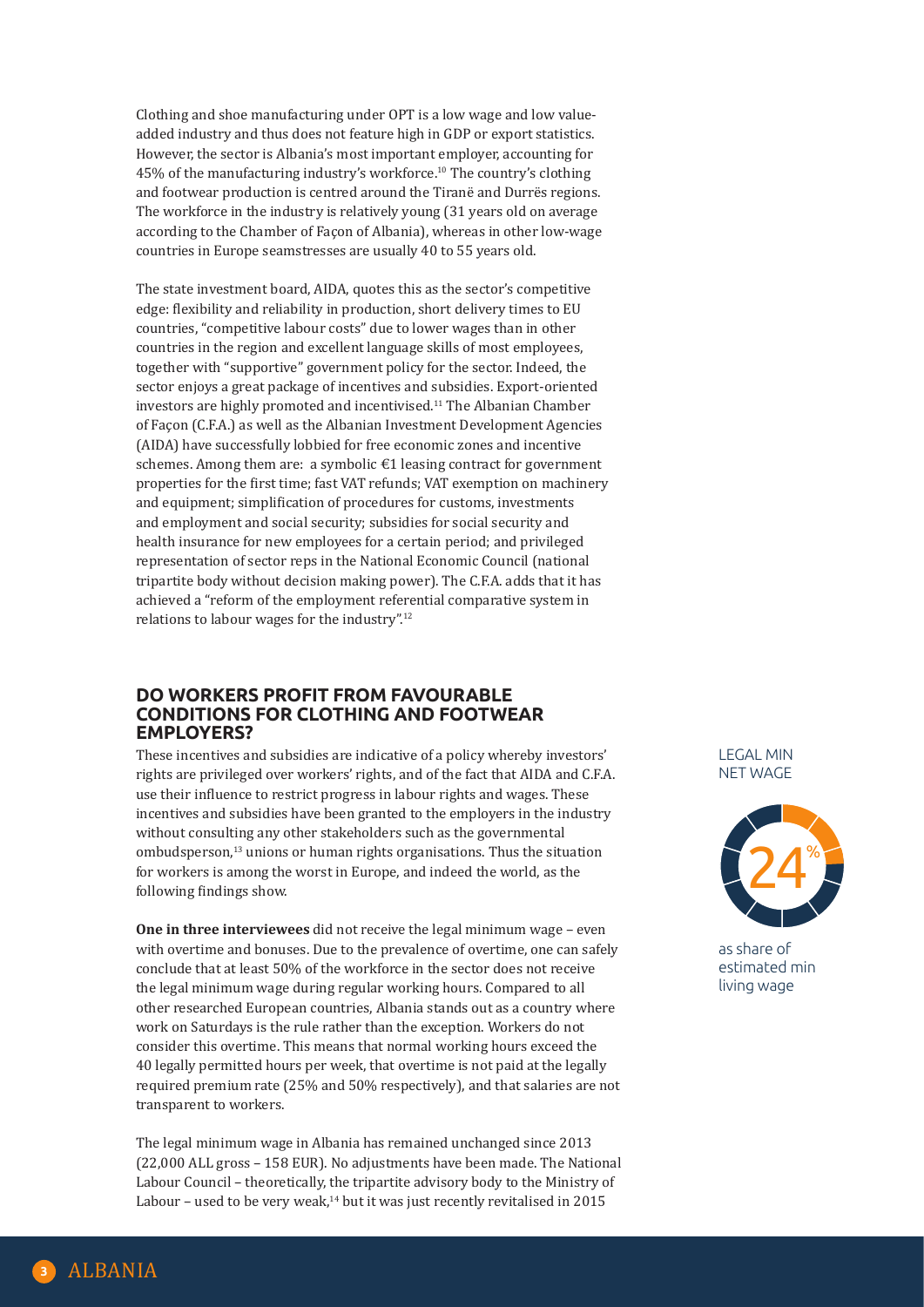Clothing and shoe manufacturing under OPT is a low wage and low value-added industry and thus does not feature high in GDP or export statistics. However, the sector is Albania's most important employer, accounting for 45% of the manufacturing industry's workforce.[10] The country's clothing and footwear production is centred around the Tiranë and Durrës regions. The workforce in the industry is relatively young (31 years old on average according to the Chamber of Façon of Albania), whereas in other low-wage countries in Europe seamstresses are usually 40 to 55 years old.

The state investment board, AIDA, quotes this as the sector's competitive edge: flexibility and reliability in production, short delivery times to EU countries, "competitive labour costs" due to lower wages than in other countries in the region and excellent language skills of most employees, together with "supportive" government policy for the sector. Indeed, the sector enjoys a great package of incentives and subsidies. Export-oriented investors are highly promoted and incentivised.[11] The Albanian Chamber of Façon (C.F.A.) as well as the Albanian Investment Development Agencies (AIDA) have successfully lobbied for free economic zones and incentive schemes. Among them are: a symbolic €1 leasing contract for government properties for the first time; fast VAT refunds; VAT exemption on machinery and equipment; simplification of procedures for customs, investments and employment and social security; subsidies for social security and health insurance for new employees for a certain period; and privileged representation of sector reps in the National Economic Council (national tripartite body without decision making power). The C.F.A. adds that it has achieved a "reform of the employment referential comparative system in relations to labour wages for the industry".[12]

## DO WORKERS PROFIT FROM FAVOURABLE CONDITIONS FOR CLOTHING AND FOOTWEAR EMPLOYERS?

These incentives and subsidies are indicative of a policy whereby investors' rights are privileged over workers' rights, and of the fact that AIDA and C.F.A. use their influence to restrict progress in labour rights and wages. These incentives and subsidies have been granted to the employers in the industry without consulting any other stakeholders such as the governmental ombudsperson,[13] unions or human rights organisations. Thus the situation for workers is among the worst in Europe, and indeed the world, as the following findings show.

LEGAL MIN NET WAGE

24%

as share of estimated min living wage

**One in three interviewees** did not receive the legal minimum wage – even with overtime and bonuses. Due to the prevalence of overtime, one can safely conclude that at least 50% of the workforce in the sector does not receive the legal minimum wage during regular working hours. Compared to all other researched European countries, Albania stands out as a country where work on Saturdays is the rule rather than the exception. Workers do not consider this overtime. This means that normal working hours exceed the 40 legally permitted hours per week, that overtime is not paid at the legally required premium rate (25% and 50% respectively), and that salaries are not transparent to workers.

The legal minimum wage in Albania has remained unchanged since 2013 (22,000 ALL gross – 158 EUR). No adjustments have been made. The National Labour Council – theoretically, the tripartite advisory body to the Ministry of Labour – used to be very weak,[14] but it was just recently revitalised in 2015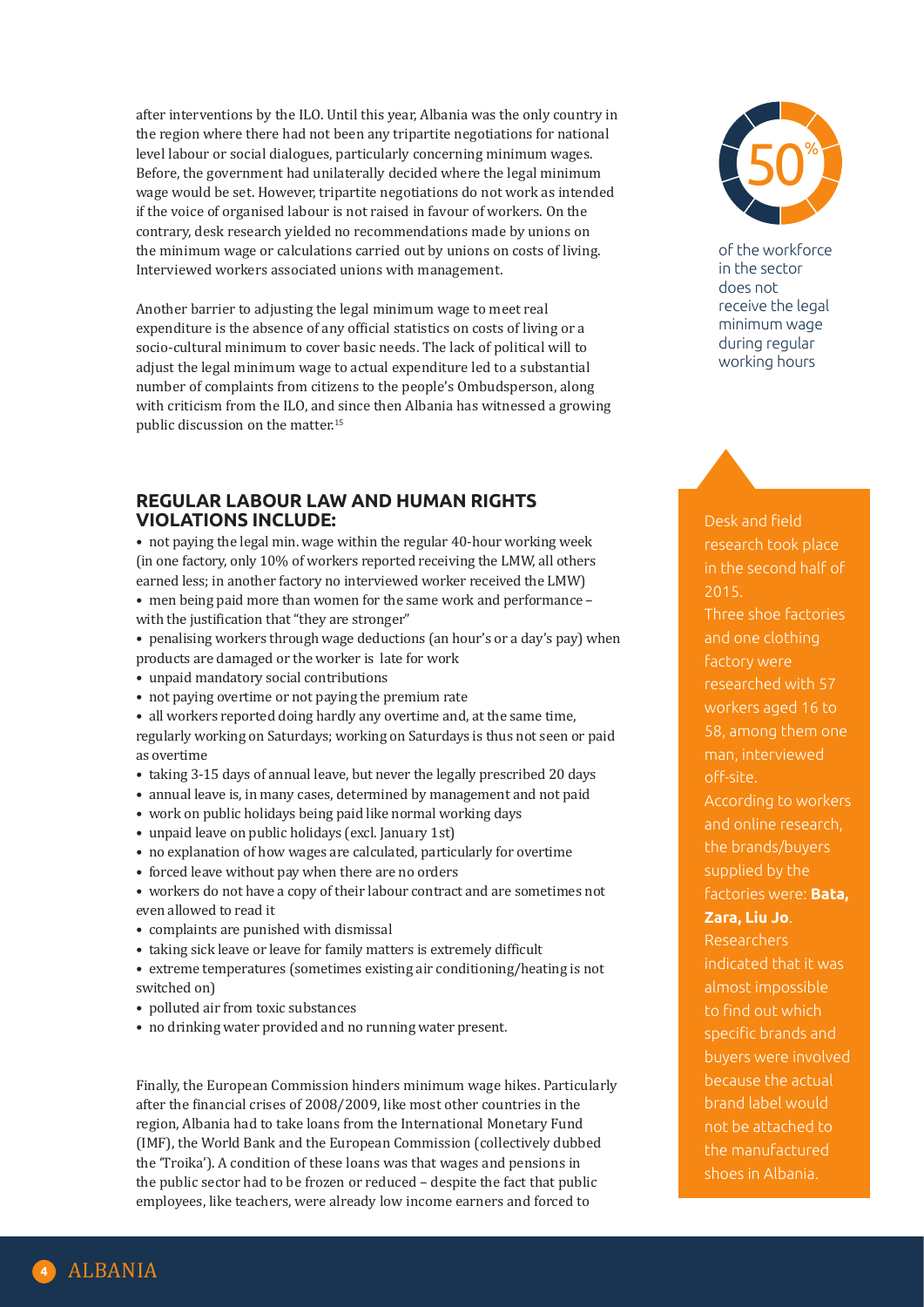after interventions by the ILO. Until this year, Albania was the only country in the region where there had not been any tripartite negotiations for national level labour or social dialogues, particularly concerning minimum wages. Before, the government had unilaterally decided where the legal minimum wage would be set. However, tripartite negotiations do not work as intended if the voice of organised labour is not raised in favour of workers. On the contrary, desk research yielded no recommendations made by unions on the minimum wage or calculations carried out by unions on costs of living. Interviewed workers associated unions with management.

Another barrier to adjusting the legal minimum wage to meet real expenditure is the absence of any official statistics on costs of living or a socio-cultural minimum to cover basic needs. The lack of political will to adjust the legal minimum wage to actual expenditure led to a substantial number of complaints from citizens to the people's Ombudsperson, along with criticism from the ILO, and since then Albania has witnessed a growing public discussion on the matter.[15]

50%

of the workforce in the sector does not receive the legal minimum wage during regular working hours

## REGULAR LABOUR LAW AND HUMAN RIGHTS VIOLATIONS INCLUDE:

- not paying the legal min. wage within the regular 40-hour working week (in one factory, only 10% of workers reported receiving the LMW, all others earned less; in another factory no interviewed worker received the LMW)
- men being paid more than women for the same work and performance – with the justification that "they are stronger"
- penalising workers through wage deductions (an hour's or a day's pay) when products are damaged or the worker is late for work
- unpaid mandatory social contributions
- not paying overtime or not paying the premium rate
- all workers reported doing hardly any overtime and, at the same time, regularly working on Saturdays; working on Saturdays is thus not seen or paid as overtime
- taking 3-15 days of annual leave, but never the legally prescribed 20 days
- annual leave is, in many cases, determined by management and not paid
- work on public holidays being paid like normal working days
- unpaid leave on public holidays (excl. January 1st)
- no explanation of how wages are calculated, particularly for overtime
- forced leave without pay when there are no orders
- workers do not have a copy of their labour contract and are sometimes not even allowed to read it
- complaints are punished with dismissal
- taking sick leave or leave for family matters is extremely difficult
- extreme temperatures (sometimes existing air conditioning/heating is not switched on)
- polluted air from toxic substances
- no drinking water provided and no running water present.

Desk and field research took place in the second half of 2015.

Three shoe factories and one clothing factory were researched with 57 workers aged 16 to 58, among them one man, interviewed off-site.

According to workers and online research, the brands/buyers supplied by the factories were: **Bata, Zara, Liu Jo**.

Researchers indicated that it was almost impossible to find out which specific brands and buyers were involved because the actual brand label would not be attached to the manufactured shoes in Albania.

Finally, the European Commission hinders minimum wage hikes. Particularly after the financial crises of 2008/2009, like most other countries in the region, Albania had to take loans from the International Monetary Fund (IMF), the World Bank and the European Commission (collectively dubbed the 'Troika'). A condition of these loans was that wages and pensions in the public sector had to be frozen or reduced – despite the fact that public employees, like teachers, were already low income earners and forced to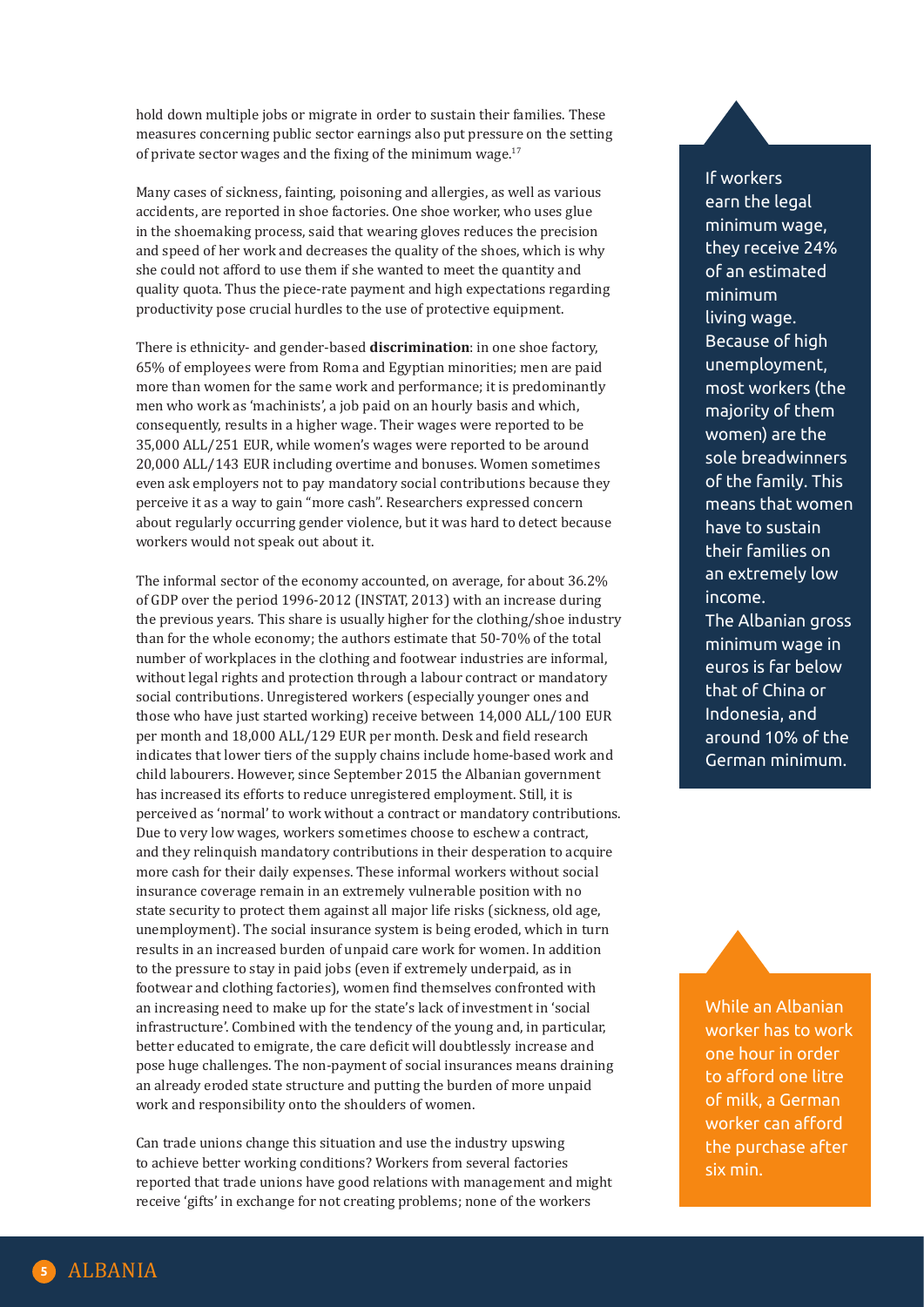hold down multiple jobs or migrate in order to sustain their families. These measures concerning public sector earnings also put pressure on the setting of private sector wages and the fixing of the minimum wage.[17]

Many cases of sickness, fainting, poisoning and allergies, as well as various accidents, are reported in shoe factories. One shoe worker, who uses glue in the shoemaking process, said that wearing gloves reduces the precision and speed of her work and decreases the quality of the shoes, which is why she could not afford to use them if she wanted to meet the quantity and quality quota. Thus the piece-rate payment and high expectations regarding productivity pose crucial hurdles to the use of protective equipment.

There is ethnicity- and gender-based **discrimination**: in one shoe factory, 65% of employees were from Roma and Egyptian minorities; men are paid more than women for the same work and performance; it is predominantly men who work as 'machinists', a job paid on an hourly basis and which, consequently, results in a higher wage. Their wages were reported to be 35,000 ALL/251 EUR, while women's wages were reported to be around 20,000 ALL/143 EUR including overtime and bonuses. Women sometimes even ask employers not to pay mandatory social contributions because they perceive it as a way to gain "more cash". Researchers expressed concern about regularly occurring gender violence, but it was hard to detect because workers would not speak out about it.

The informal sector of the economy accounted, on average, for about 36.2% of GDP over the period 1996-2012 (INSTAT, 2013) with an increase during the previous years. This share is usually higher for the clothing/shoe industry than for the whole economy; the authors estimate that 50-70% of the total number of workplaces in the clothing and footwear industries are informal, without legal rights and protection through a labour contract or mandatory social contributions. Unregistered workers (especially younger ones and those who have just started working) receive between 14,000 ALL/100 EUR per month and 18,000 ALL/129 EUR per month. Desk and field research indicates that lower tiers of the supply chains include home-based work and child labourers. However, since September 2015 the Albanian government has increased its efforts to reduce unregistered employment. Still, it is perceived as 'normal' to work without a contract or mandatory contributions. Due to very low wages, workers sometimes choose to eschew a contract, and they relinquish mandatory contributions in their desperation to acquire more cash for their daily expenses. These informal workers without social insurance coverage remain in an extremely vulnerable position with no state security to protect them against all major life risks (sickness, old age, unemployment). The social insurance system is being eroded, which in turn results in an increased burden of unpaid care work for women. In addition to the pressure to stay in paid jobs (even if extremely underpaid, as in footwear and clothing factories), women find themselves confronted with an increasing need to make up for the state's lack of investment in 'social infrastructure'. Combined with the tendency of the young and, in particular, better educated to emigrate, the care deficit will doubtlessly increase and pose huge challenges. The non-payment of social insurances means draining an already eroded state structure and putting the burden of more unpaid work and responsibility onto the shoulders of women.

Can trade unions change this situation and use the industry upswing to achieve better working conditions? Workers from several factories reported that trade unions have good relations with management and might receive 'gifts' in exchange for not creating problems; none of the workers

If workers earn the legal minimum wage, they receive 24% of an estimated minimum living wage. Because of high unemployment, most workers (the majority of them women) are the sole breadwinners of the family. This means that women have to sustain their families on an extremely low income. The Albanian gross minimum wage in euros is far below that of China or Indonesia, and around 10% of the German minimum.

While an Albanian worker has to work one hour in order to afford one litre of milk, a German worker can afford the purchase after six min.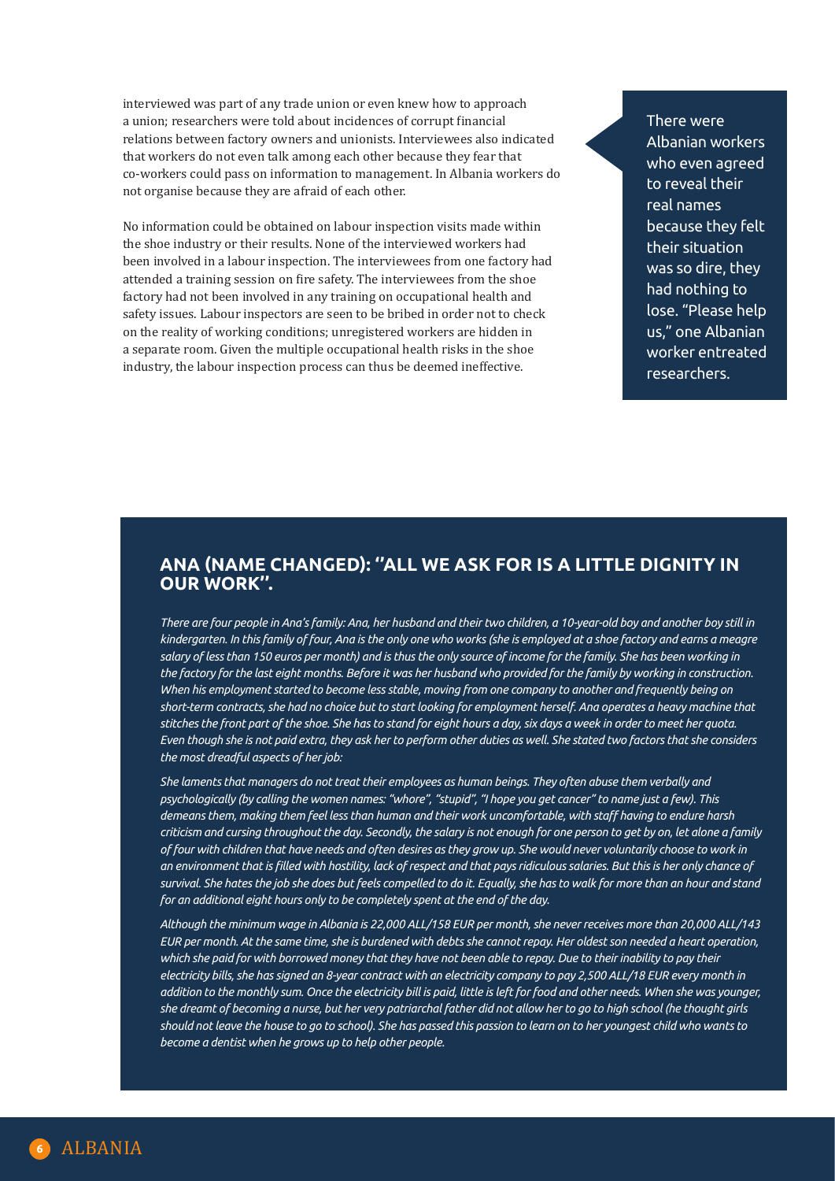interviewed was part of any trade union or even knew how to approach a union; researchers were told about incidences of corrupt financial relations between factory owners and unionists. Interviewees also indicated that workers do not even talk among each other because they fear that co-workers could pass on information to management. In Albania workers do not organise because they are afraid of each other.

No information could be obtained on labour inspection visits made within the shoe industry or their results. None of the interviewed workers had been involved in a labour inspection. The interviewees from one factory had attended a training session on fire safety. The interviewees from the shoe factory had not been involved in any training on occupational health and safety issues. Labour inspectors are seen to be bribed in order not to check on the reality of working conditions; unregistered workers are hidden in a separate room. Given the multiple occupational health risks in the shoe industry, the labour inspection process can thus be deemed ineffective.

> There were Albanian workers who even agreed to reveal their real names because they felt their situation was so dire, they had nothing to lose. "Please help us," one Albanian worker entreated researchers.

## ANA (NAME CHANGED): ''ALL WE ASK FOR IS A LITTLE DIGNITY IN OUR WORK''.

*There are four people in Ana's family: Ana, her husband and their two children, a 10-year-old boy and another boy still in kindergarten. In this family of four, Ana is the only one who works (she is employed at a shoe factory and earns a meagre salary of less than 150 euros per month) and is thus the only source of income for the family. She has been working in the factory for the last eight months. Before it was her husband who provided for the family by working in construction. When his employment started to become less stable, moving from one company to another and frequently being on short-term contracts, she had no choice but to start looking for employment herself. Ana operates a heavy machine that stitches the front part of the shoe. She has to stand for eight hours a day, six days a week in order to meet her quota. Even though she is not paid extra, they ask her to perform other duties as well. She stated two factors that she considers the most dreadful aspects of her job:*

*She laments that managers do not treat their employees as human beings. They often abuse them verbally and psychologically (by calling the women names: "whore", "stupid", "I hope you get cancer" to name just a few). This demeans them, making them feel less than human and their work uncomfortable, with staff having to endure harsh criticism and cursing throughout the day. Secondly, the salary is not enough for one person to get by on, let alone a family of four with children that have needs and often desires as they grow up. She would never voluntarily choose to work in an environment that is filled with hostility, lack of respect and that pays ridiculous salaries. But this is her only chance of survival. She hates the job she does but feels compelled to do it. Equally, she has to walk for more than an hour and stand for an additional eight hours only to be completely spent at the end of the day.*

*Although the minimum wage in Albania is 22,000 ALL/158 EUR per month, she never receives more than 20,000 ALL/143 EUR per month. At the same time, she is burdened with debts she cannot repay. Her oldest son needed a heart operation, which she paid for with borrowed money that they have not been able to repay. Due to their inability to pay their electricity bills, she has signed an 8-year contract with an electricity company to pay 2,500 ALL/18 EUR every month in addition to the monthly sum. Once the electricity bill is paid, little is left for food and other needs. When she was younger, she dreamt of becoming a nurse, but her very patriarchal father did not allow her to go to high school (he thought girls should not leave the house to go to school). She has passed this passion to learn on to her youngest child who wants to become a dentist when he grows up to help other people.*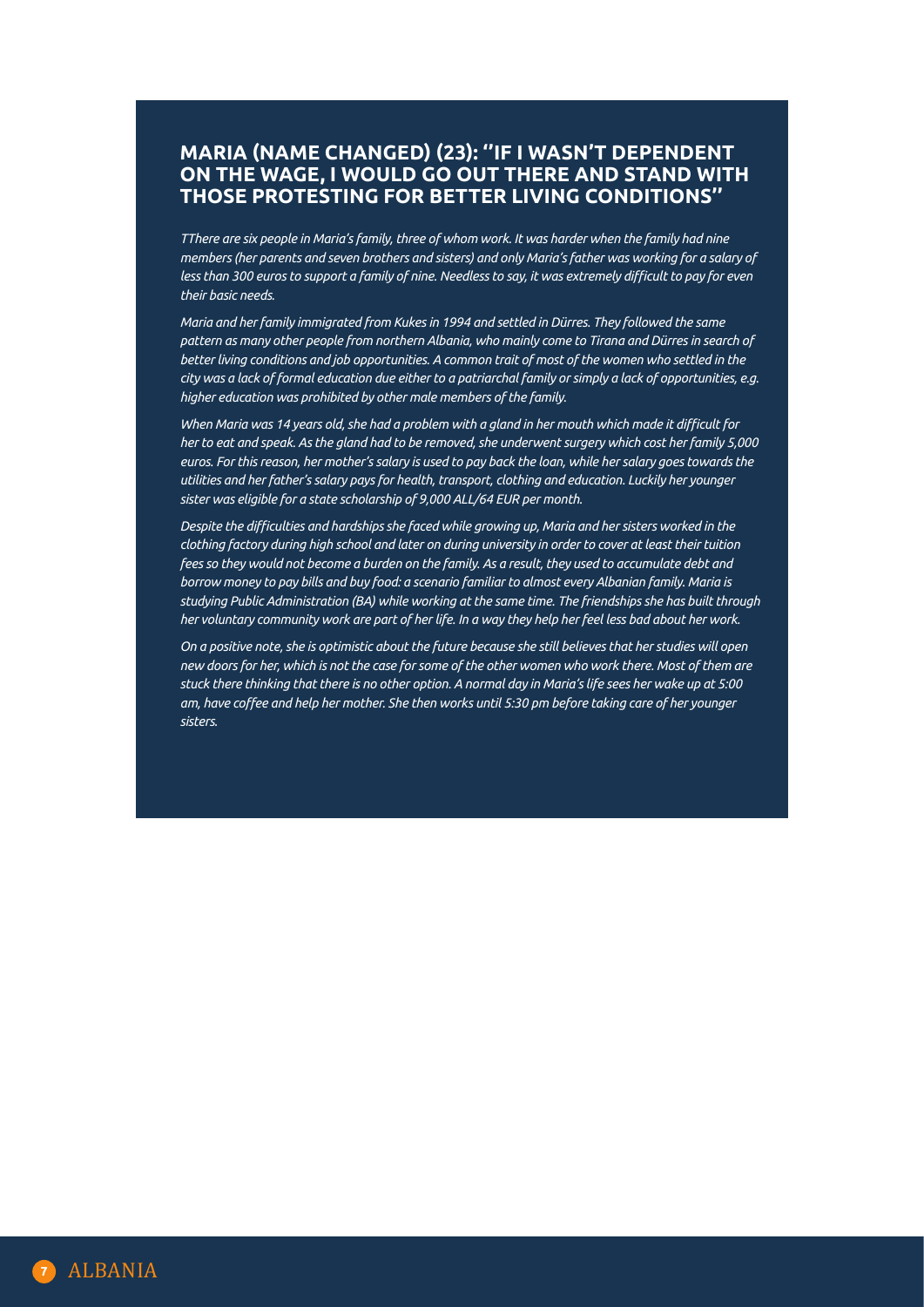## MARIA (NAME CHANGED) (23): ''IF I WASN'T DEPENDENT ON THE WAGE, I WOULD GO OUT THERE AND STAND WITH THOSE PROTESTING FOR BETTER LIVING CONDITIONS''

*TThere are six people in Maria's family, three of whom work. It was harder when the family had nine members (her parents and seven brothers and sisters) and only Maria's father was working for a salary of less than 300 euros to support a family of nine. Needless to say, it was extremely difficult to pay for even their basic needs.*

*Maria and her family immigrated from Kukes in 1994 and settled in Dürres. They followed the same pattern as many other people from northern Albania, who mainly come to Tirana and Dürres in search of better living conditions and job opportunities. A common trait of most of the women who settled in the city was a lack of formal education due either to a patriarchal family or simply a lack of opportunities, e.g. higher education was prohibited by other male members of the family.*

*When Maria was 14 years old, she had a problem with a gland in her mouth which made it difficult for her to eat and speak. As the gland had to be removed, she underwent surgery which cost her family 5,000 euros. For this reason, her mother's salary is used to pay back the loan, while her salary goes towards the utilities and her father's salary pays for health, transport, clothing and education. Luckily her younger sister was eligible for a state scholarship of 9,000 ALL/64 EUR per month.*

*Despite the difficulties and hardships she faced while growing up, Maria and her sisters worked in the clothing factory during high school and later on during university in order to cover at least their tuition fees so they would not become a burden on the family. As a result, they used to accumulate debt and borrow money to pay bills and buy food: a scenario familiar to almost every Albanian family. Maria is studying Public Administration (BA) while working at the same time. The friendships she has built through her voluntary community work are part of her life. In a way they help her feel less bad about her work.*

*On a positive note, she is optimistic about the future because she still believes that her studies will open new doors for her, which is not the case for some of the other women who work there. Most of them are stuck there thinking that there is no other option. A normal day in Maria's life sees her wake up at 5:00 am, have coffee and help her mother. She then works until 5:30 pm before taking care of her younger sisters.*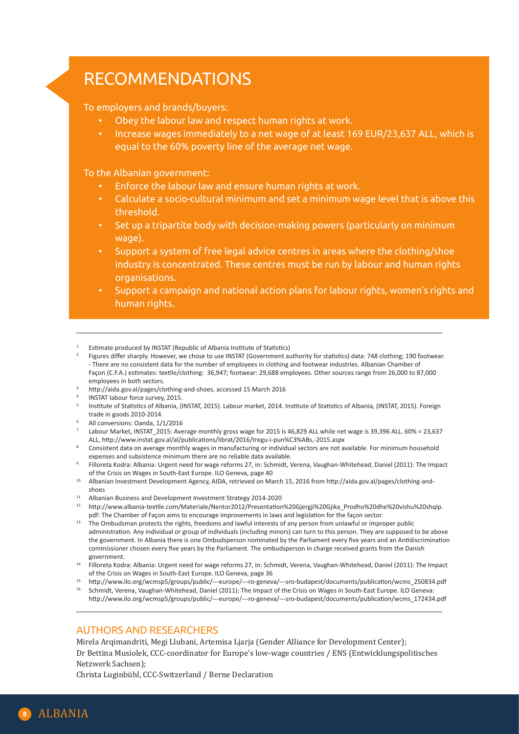# RECOMMENDATIONS

To employers and brands/buyers:

- Obey the labour law and respect human rights at work.
- Increase wages immediately to a net wage of at least 169 EUR/23,637 ALL, which is equal to the 60% poverty line of the average net wage.

To the Albanian government:

- Enforce the labour law and ensure human rights at work.
- Calculate a socio-cultural minimum and set a minimum wage level that is above this threshold.
- Set up a tripartite body with decision-making powers (particularly on minimum wage).
- Support a system of free legal advice centres in areas where the clothing/shoe industry is concentrated. These centres must be run by labour and human rights organisations.
- Support a campaign and national action plans for labour rights, women's rights and human rights.

---

1. Estimate produced by INSTAT (Republic of Albania Institute of Statistics)
2. Figures differ sharply. However, we chose to use INSTAT (Government authority for statistics) data: 748 clothing; 190 footwear. - There are no consistent data for the number of employees in clothing and footwear industries. Albanian Chamber of Façon (C.F.A.) estimates: textile/clothing: 36,947; footwear: 29,688 employees. Other sources range from 26,000 to 87,000 employees in both sectors.
3. http://aida.gov.al/pages/clothing-and-shoes, accessed 15 March 2016
4. INSTAT labour force survey, 2015.
5. Institute of Statistics of Albania, (INSTAT, 2015). Labour market, 2014. Institute of Statistics of Albania, (INSTAT, 2015). Foreign trade in goods 2010-2014.
6. All conversions: Oanda, 1/1/2016
7. Labour Market, INSTAT_2015: Average monthly gross wage for 2015 is 46,829 ALL while net wage is 39,396 ALL. 60% = 23,637 ALL, http://www.instat.gov.al/al/publications/librat/2016/tregu-i-pun%C3%ABs,-2015.aspx
8. Consistent data on average monthly wages in manufacturing or individual sectors are not available. For minimum household expenses and subsistence minimum there are no reliable data available.
9. Filloreta Kodra: Albania: Urgent need for wage reforms 27, in: Schmidt, Verena, Vaughan-Whitehead, Daniel (2011): The Impact of the Crisis on Wages in South-East Europe. ILO Geneva, page 40
10. Albanian Investment Development Agency, AIDA, retrieved on March 15, 2016 from http://aida.gov.al/pages/clothing-and-shoes
11. Albanian Business and Development Investment Strategy 2014-2020
12. http://www.albania-textile.com/Materiale/Nentor2012/Presentation%20Gjergji%20Gjika_Prodho%20dhe%20vishu%20shqip.pdf: The Chamber of Façon aims to encourage improvements in laws and legislation for the façon sector.
13. The Ombudsman protects the rights, freedoms and lawful interests of any person from unlawful or improper public administration. Any individual or group of individuals (including minors) can turn to this person. They are supposed to be above the government. In Albania there is one Ombudsperson nominated by the Parliament every five years and an Antidiscrimination commissioner chosen every five years by the Parliament. The ombudsperson in charge received grants from the Danish government.
14. Filloreta Kodra: Albania: Urgent need for wage reforms 27, in: Schmidt, Verena, Vaughan-Whitehead, Daniel (2011): The Impact of the Crisis on Wages in South-East Europe. ILO Geneva, page 36
15. http://www.ilo.org/wcmsp5/groups/public/---europe/---ro-geneva/---sro-budapest/documents/publication/wcms_250834.pdf
16. Schmidt, Verena, Vaughan-Whitehead, Daniel (2011): The Impact of the Crisis on Wages in South-East Europe. ILO Geneva: http://www.ilo.org/wcmsp5/groups/public/---europe/---ro-geneva/---sro-budapest/documents/publication/wcms_172434.pdf

---

## AUTHORS AND RESEARCHERS

Mirela Arqimandriti, Megi Llubani, Artemisa Ljarja (Gender Alliance for Development Center);
Dr Bettina Musiolek, CCC-coordinator for Europe's low-wage countries / ENS (Entwicklungspolitisches Netzwerk Sachsen);
Christa Luginbühl, CCC-Switzerland / Berne Declaration